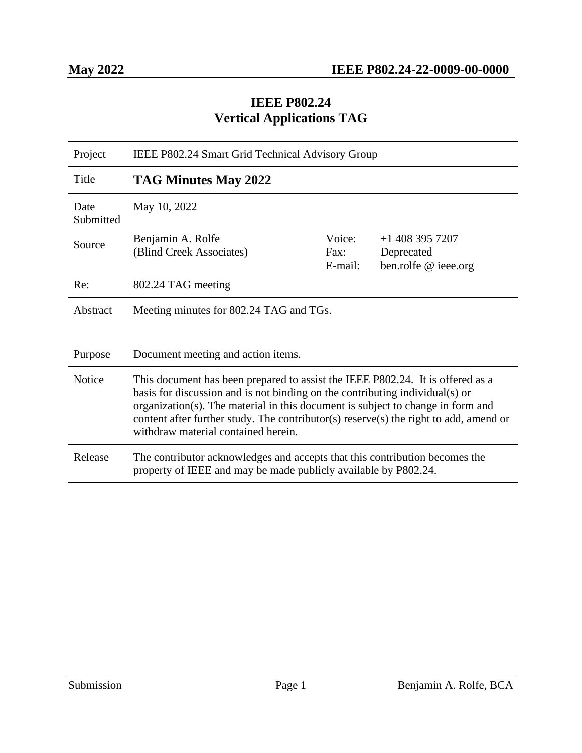# IEEE P802.24
## Vertical Applications TAG

| Project | IEEE P802.24 Smart Grid Technical Advisory Group | | |
|---|---|---|---|
| Title | **TAG Minutes May 2022** | | |
| Date Submitted | May 10, 2022 | | |
| Source | Benjamin A. Rolfe<br>(Blind Creek Associates) | Voice:<br>Fax:<br>E-mail: | +1 408 395 7207<br>Deprecated<br>ben.rolfe @ ieee.org |
| Re: | 802.24 TAG meeting | | |
| Abstract | Meeting minutes for 802.24 TAG and TGs. | | |
| Purpose | Document meeting and action items. | | |
| Notice | This document has been prepared to assist the IEEE P802.24. It is offered as a basis for discussion and is not binding on the contributing individual(s) or organization(s). The material in this document is subject to change in form and content after further study. The contributor(s) reserve(s) the right to add, amend or withdraw material contained herein. | | |
| Release | The contributor acknowledges and accepts that this contribution becomes the property of IEEE and may be made publicly available by P802.24. | | |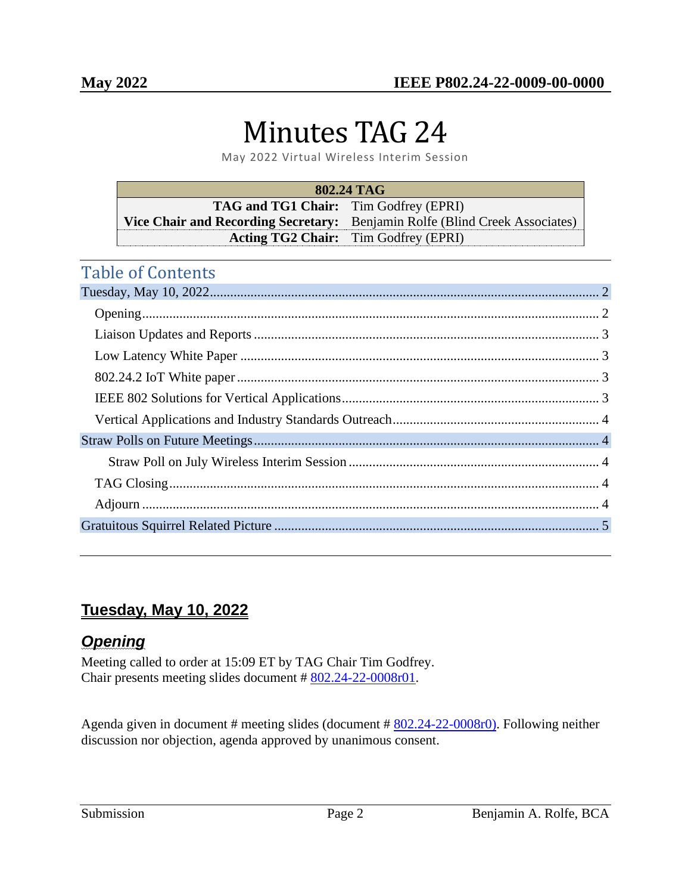# Minutes TAG 24

May 2022 Virtual Wireless Interim Session

| 802.24 TAG | |
|---|---|
| **TAG and TG1 Chair:** | Tim Godfrey (EPRI) |
| **Vice Chair and Recording Secretary:** | Benjamin Rolfe (Blind Creek Associates) |
| **Acting TG2 Chair:** | Tim Godfrey (EPRI) |

## Table of Contents

- Tuesday, May 10, 2022 .......... 2
  - Opening .......... 2
  - Liaison Updates and Reports .......... 3
  - Low Latency White Paper .......... 3
  - 802.24.2 IoT White paper .......... 3
  - IEEE 802 Solutions for Vertical Applications .......... 3
  - Vertical Applications and Industry Standards Outreach .......... 4
- Straw Polls on Future Meetings .......... 4
  - Straw Poll on July Wireless Interim Session .......... 4
  - TAG Closing .......... 4
  - Adjourn .......... 4
- Gratuitous Squirrel Related Picture .......... 5

## Tuesday, May 10, 2022

### *Opening*

Meeting called to order at 15:09 ET by TAG Chair Tim Godfrey.
Chair presents meeting slides document # 802.24-22-0008r01.

Agenda given in document # meeting slides (document # 802.24-22-0008r0). Following neither discussion nor objection, agenda approved by unanimous consent.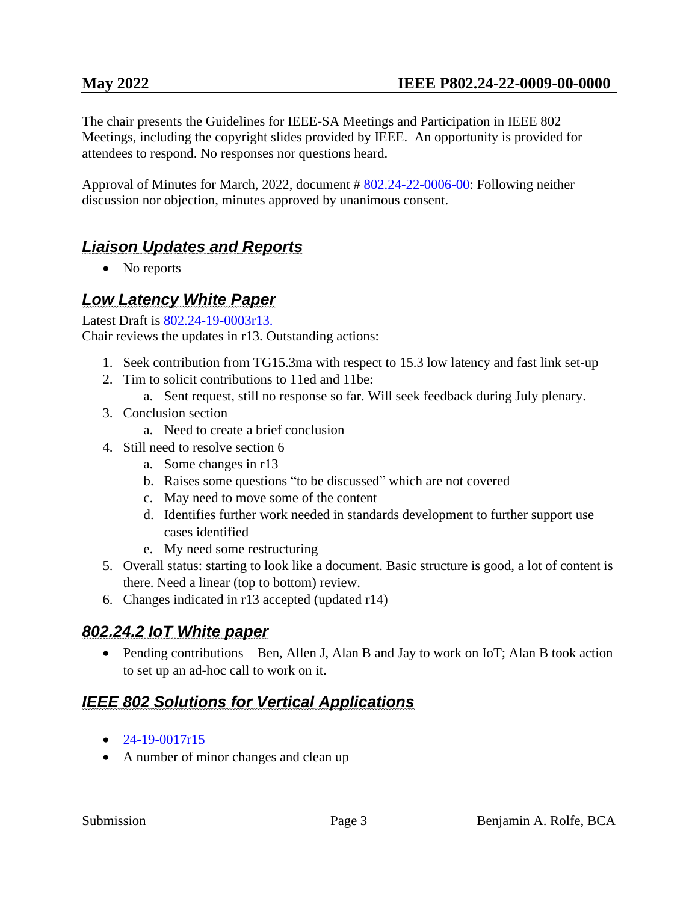The chair presents the Guidelines for IEEE-SA Meetings and Participation in IEEE 802 Meetings, including the copyright slides provided by IEEE. An opportunity is provided for attendees to respond. No responses nor questions heard.

Approval of Minutes for March, 2022, document # 802.24-22-0006-00: Following neither discussion nor objection, minutes approved by unanimous consent.

## ***Liaison Updates and Reports***

- No reports

## ***Low Latency White Paper***

Latest Draft is 802.24-19-0003r13.
Chair reviews the updates in r13. Outstanding actions:

1. Seek contribution from TG15.3ma with respect to 15.3 low latency and fast link set-up
2. Tim to solicit contributions to 11ed and 11be:
   a. Sent request, still no response so far. Will seek feedback during July plenary.
3. Conclusion section
   a. Need to create a brief conclusion
4. Still need to resolve section 6
   a. Some changes in r13
   b. Raises some questions "to be discussed" which are not covered
   c. May need to move some of the content
   d. Identifies further work needed in standards development to further support use cases identified
   e. My need some restructuring
5. Overall status: starting to look like a document. Basic structure is good, a lot of content is there. Need a linear (top to bottom) review.
6. Changes indicated in r13 accepted (updated r14)

## ***802.24.2 IoT White paper***

- Pending contributions – Ben, Allen J, Alan B and Jay to work on IoT; Alan B took action to set up an ad-hoc call to work on it.

## ***IEEE 802 Solutions for Vertical Applications***

- 24-19-0017r15
- A number of minor changes and clean up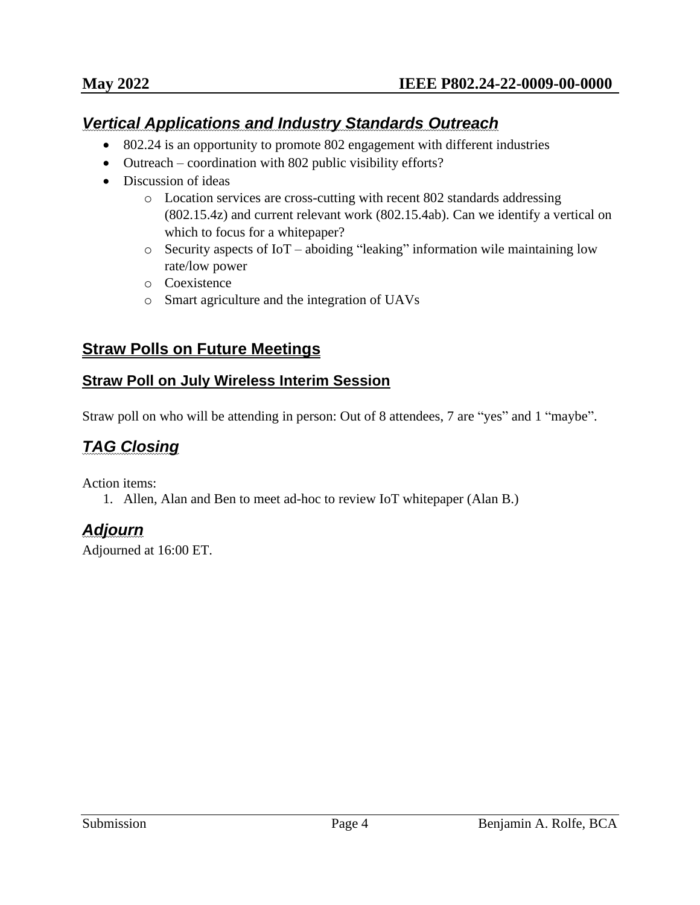## *Vertical Applications and Industry Standards Outreach*

- 802.24 is an opportunity to promote 802 engagement with different industries
- Outreach – coordination with 802 public visibility efforts?
- Discussion of ideas
  - Location services are cross-cutting with recent 802 standards addressing (802.15.4z) and current relevant work (802.15.4ab). Can we identify a vertical on which to focus for a whitepaper?
  - Security aspects of IoT – aboiding "leaking" information wile maintaining low rate/low power
  - Coexistence
  - Smart agriculture and the integration of UAVs

## Straw Polls on Future Meetings

### Straw Poll on July Wireless Interim Session

Straw poll on who will be attending in person: Out of 8 attendees, 7 are "yes" and 1 "maybe".

## *TAG Closing*

Action items:

1. Allen, Alan and Ben to meet ad-hoc to review IoT whitepaper (Alan B.)

## *Adjourn*

Adjourned at 16:00 ET.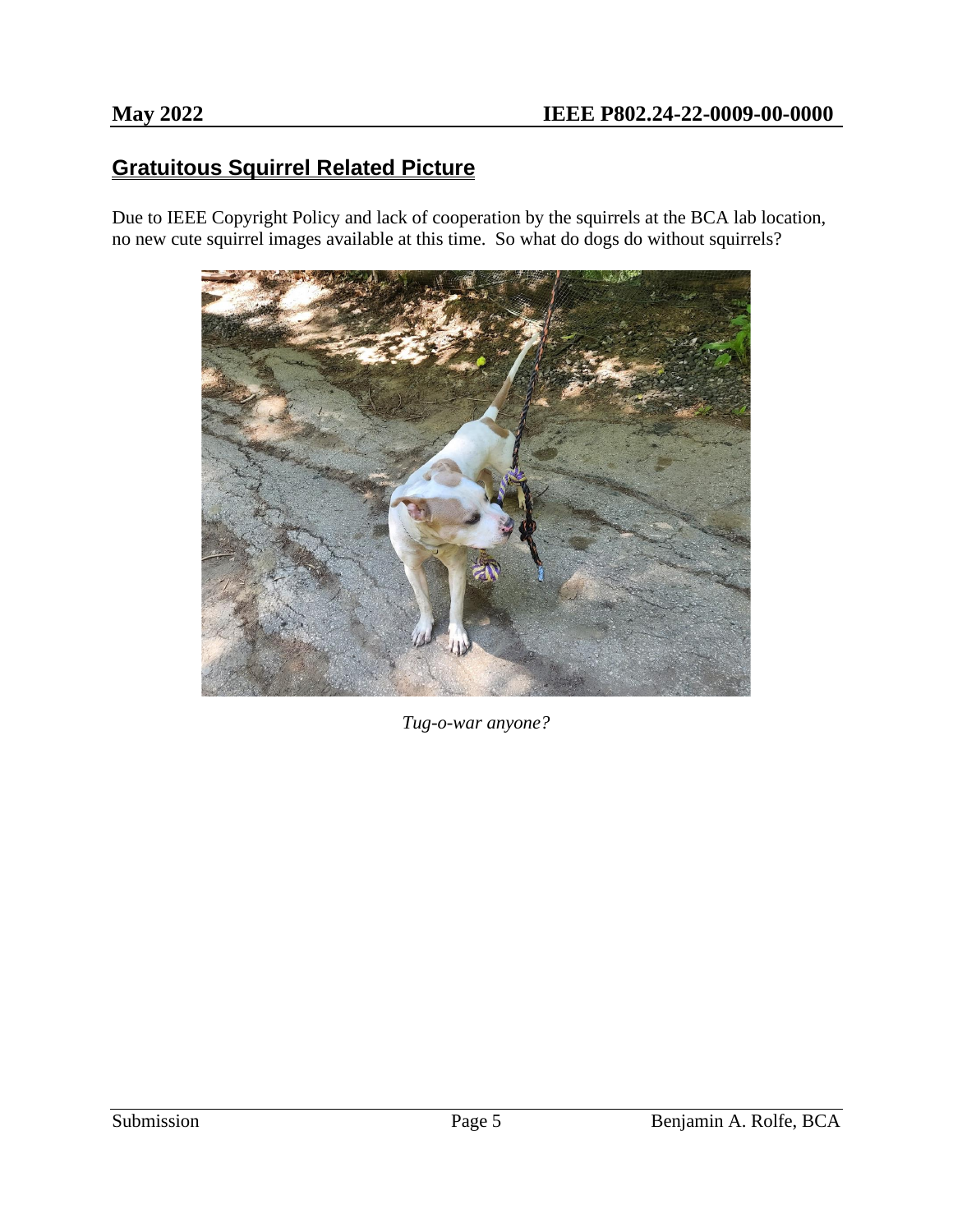## Gratuitous Squirrel Related Picture

Due to IEEE Copyright Policy and lack of cooperation by the squirrels at the BCA lab location, no new cute squirrel images available at this time. So what do dogs do without squirrels?

*Tug-o-war anyone?*